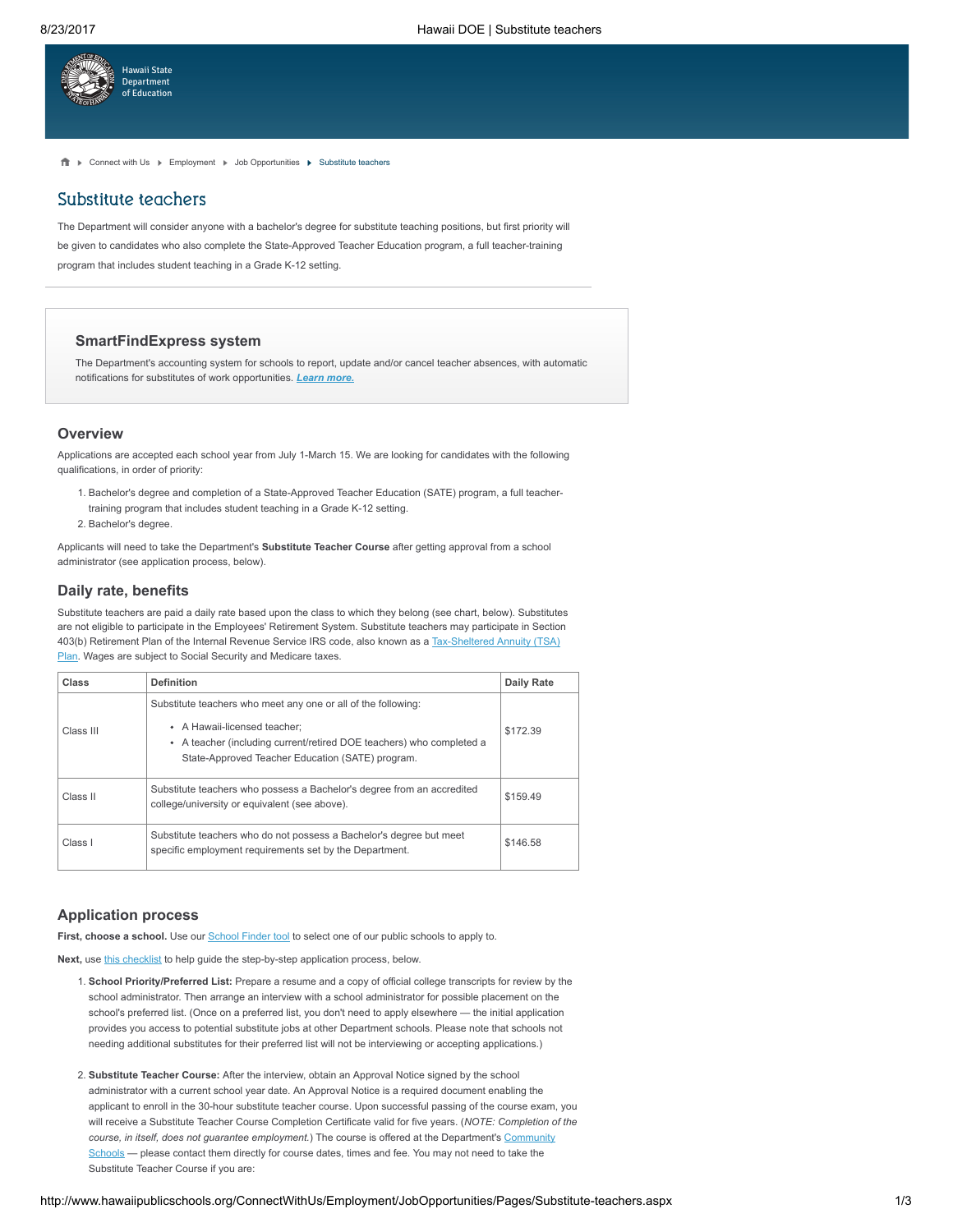Home ▸ Connect with Us ▸ Employment ▸ Job Opportunities ▸ Substitute teachers

# Substitute teachers

The Department will consider anyone with a bachelor's degree for substitute teaching positions, but first priority will be given to candidates who also complete the State-Approved Teacher Education program, a full teacher-training program that includes student teaching in a Grade K-12 setting.

---

### SmartFindExpress system

The Department's accounting system for schools to report, update and/or cancel teacher absences, with automatic notifications for substitutes of work opportunities. ***Learn more.***

## Overview

Applications are accepted each school year from July 1-March 15. We are looking for candidates with the following qualifications, in order of priority:

1. Bachelor's degree and completion of a State-Approved Teacher Education (SATE) program, a full teacher-training program that includes student teaching in a Grade K-12 setting.
2. Bachelor's degree.

Applicants will need to take the Department's **Substitute Teacher Course** after getting approval from a school administrator (see application process, below).

## Daily rate, benefits

Substitute teachers are paid a daily rate based upon the class to which they belong (see chart, below). Substitutes are not eligible to participate in the Employees' Retirement System. Substitute teachers may participate in Section 403(b) Retirement Plan of the Internal Revenue Service IRS code, also known as a Tax-Sheltered Annuity (TSA) Plan. Wages are subject to Social Security and Medicare taxes.

| Class | Definition | Daily Rate |
|---|---|---|
| Class III | Substitute teachers who meet any one or all of the following:<br>• A Hawaii-licensed teacher;<br>• A teacher (including current/retired DOE teachers) who completed a State-Approved Teacher Education (SATE) program. | $172.39 |
| Class II | Substitute teachers who possess a Bachelor's degree from an accredited college/university or equivalent (see above). | $159.49 |
| Class I | Substitute teachers who do not possess a Bachelor's degree but meet specific employment requirements set by the Department. | $146.58 |

## Application process

**First, choose a school.** Use our School Finder tool to select one of our public schools to apply to.

**Next,** use this checklist to help guide the step-by-step application process, below.

1. **School Priority/Preferred List:** Prepare a resume and a copy of official college transcripts for review by the school administrator. Then arrange an interview with a school administrator for possible placement on the school's preferred list. (Once on a preferred list, you don't need to apply elsewhere — the initial application provides you access to potential substitute jobs at other Department schools. Please note that schools not needing additional substitutes for their preferred list will not be interviewing or accepting applications.)

2. **Substitute Teacher Course:** After the interview, obtain an Approval Notice signed by the school administrator with a current school year date. An Approval Notice is a required document enabling the applicant to enroll in the 30-hour substitute teacher course. Upon successful passing of the course exam, you will receive a Substitute Teacher Course Completion Certificate valid for five years. (*NOTE: Completion of the course, in itself, does not guarantee employment.*) The course is offered at the Department's Community Schools — please contact them directly for course dates, times and fee. You may not need to take the Substitute Teacher Course if you are: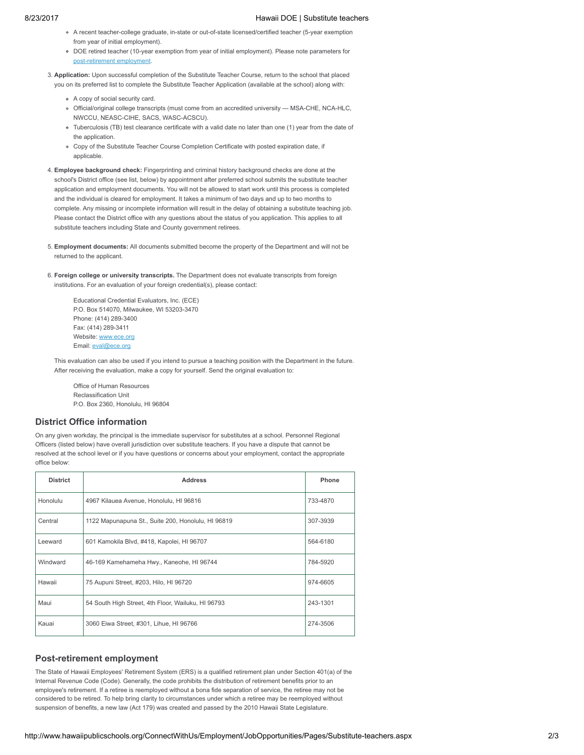- A recent teacher-college graduate, in-state or out-of-state licensed/certified teacher (5-year exemption from year of initial employment).
- DOE retired teacher (10-year exemption from year of initial employment). Please note parameters for post-retirement employment.

3. **Application:** Upon successful completion of the Substitute Teacher Course, return to the school that placed you on its preferred list to complete the Substitute Teacher Application (available at the school) along with:
   - A copy of social security card.
   - Official/original college transcripts (must come from an accredited university — MSA-CHE, NCA-HLC, NWCCU, NEASC-CIHE, SACS, WASC-ACSCU).
   - Tuberculosis (TB) test clearance certificate with a valid date no later than one (1) year from the date of the application.
   - Copy of the Substitute Teacher Course Completion Certificate with posted expiration date, if applicable.

4. **Employee background check:** Fingerprinting and criminal history background checks are done at the school's District office (see list, below) by appointment after preferred school submits the substitute teacher application and employment documents. You will not be allowed to start work until this process is completed and the individual is cleared for employment. It takes a minimum of two days and up to two months to complete. Any missing or incomplete information will result in the delay of obtaining a substitute teaching job. Please contact the District office with any questions about the status of you application. This applies to all substitute teachers including State and County government retirees.

5. **Employment documents:** All documents submitted become the property of the Department and will not be returned to the applicant.

6. **Foreign college or university transcripts.** The Department does not evaluate transcripts from foreign institutions. For an evaluation of your foreign credential(s), please contact:

   Educational Credential Evaluators, Inc. (ECE)
   P.O. Box 514070, Milwaukee, WI 53203-3470
   Phone: (414) 289-3400
   Fax: (414) 289-3411
   Website: www.ece.org
   Email: eval@ece.org

   This evaluation can also be used if you intend to pursue a teaching position with the Department in the future. After receiving the evaluation, make a copy for yourself. Send the original evaluation to:

   Office of Human Resources
   Reclassification Unit
   P.O. Box 2360, Honolulu, HI 96804

## District Office information

On any given workday, the principal is the immediate supervisor for substitutes at a school. Personnel Regional Officers (listed below) have overall jurisdiction over substitute teachers. If you have a dispute that cannot be resolved at the school level or if you have questions or concerns about your employment, contact the appropriate office below:

| District | Address | Phone |
|---|---|---|
| Honolulu | 4967 Kilauea Avenue, Honolulu, HI 96816 | 733-4870 |
| Central | 1122 Mapunapuna St., Suite 200, Honolulu, HI 96819 | 307-3939 |
| Leeward | 601 Kamokila Blvd, #418, Kapolei, HI 96707 | 564-6180 |
| Windward | 46-169 Kamehameha Hwy., Kaneohe, HI 96744 | 784-5920 |
| Hawaii | 75 Aupuni Street, #203, Hilo, HI 96720 | 974-6605 |
| Maui | 54 South High Street, 4th Floor, Wailuku, HI 96793 | 243-1301 |
| Kauai | 3060 Eiwa Street, #301, Lihue, HI 96766 | 274-3506 |

## Post-retirement employment

The State of Hawaii Employees' Retirement System (ERS) is a qualified retirement plan under Section 401(a) of the Internal Revenue Code (Code). Generally, the code prohibits the distribution of retirement benefits prior to an employee's retirement. If a retiree is reemployed without a bona fide separation of service, the retiree may not be considered to be retired. To help bring clarity to circumstances under which a retiree may be reemployed without suspension of benefits, a new law (Act 179) was created and passed by the 2010 Hawaii State Legislature.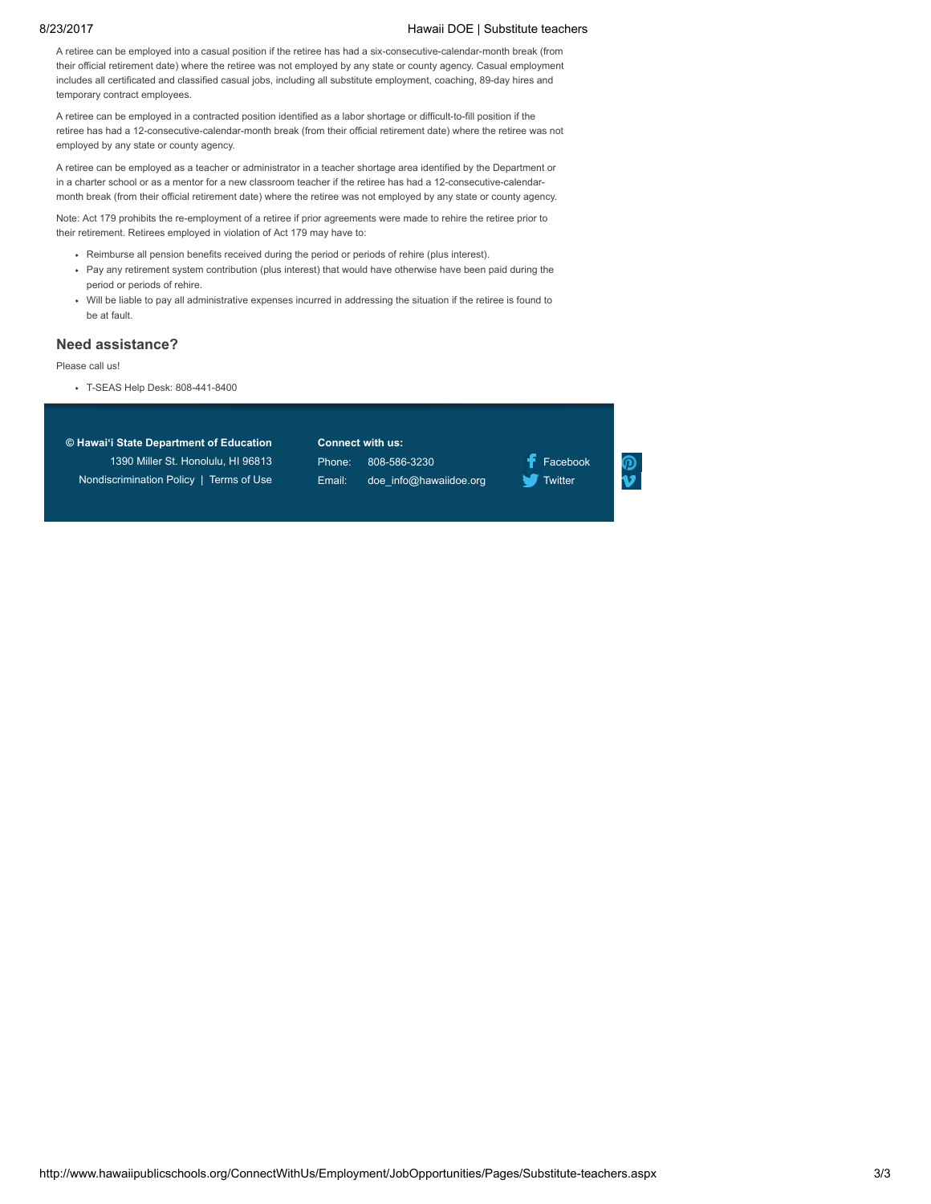A retiree can be employed into a casual position if the retiree has had a six-consecutive-calendar-month break (from their official retirement date) where the retiree was not employed by any state or county agency. Casual employment includes all certificated and classified casual jobs, including all substitute employment, coaching, 89-day hires and temporary contract employees.

A retiree can be employed in a contracted position identified as a labor shortage or difficult-to-fill position if the retiree has had a 12-consecutive-calendar-month break (from their official retirement date) where the retiree was not employed by any state or county agency.

A retiree can be employed as a teacher or administrator in a teacher shortage area identified by the Department or in a charter school or as a mentor for a new classroom teacher if the retiree has had a 12-consecutive-calendar-month break (from their official retirement date) where the retiree was not employed by any state or county agency.

Note: Act 179 prohibits the re-employment of a retiree if prior agreements were made to rehire the retiree prior to their retirement. Retirees employed in violation of Act 179 may have to:

- Reimburse all pension benefits received during the period or periods of rehire (plus interest).
- Pay any retirement system contribution (plus interest) that would have otherwise have been paid during the period or periods of rehire.
- Will be liable to pay all administrative expenses incurred in addressing the situation if the retiree is found to be at fault.

## Need assistance?

Please call us!

- T-SEAS Help Desk: 808-441-8400

**© Hawai'i State Department of Education**
1390 Miller St. Honolulu, HI 96813
Nondiscrimination Policy | Terms of Use

**Connect with us:**
Phone: 808-586-3230
Email: doe_info@hawaiidoe.org

Facebook
Twitter